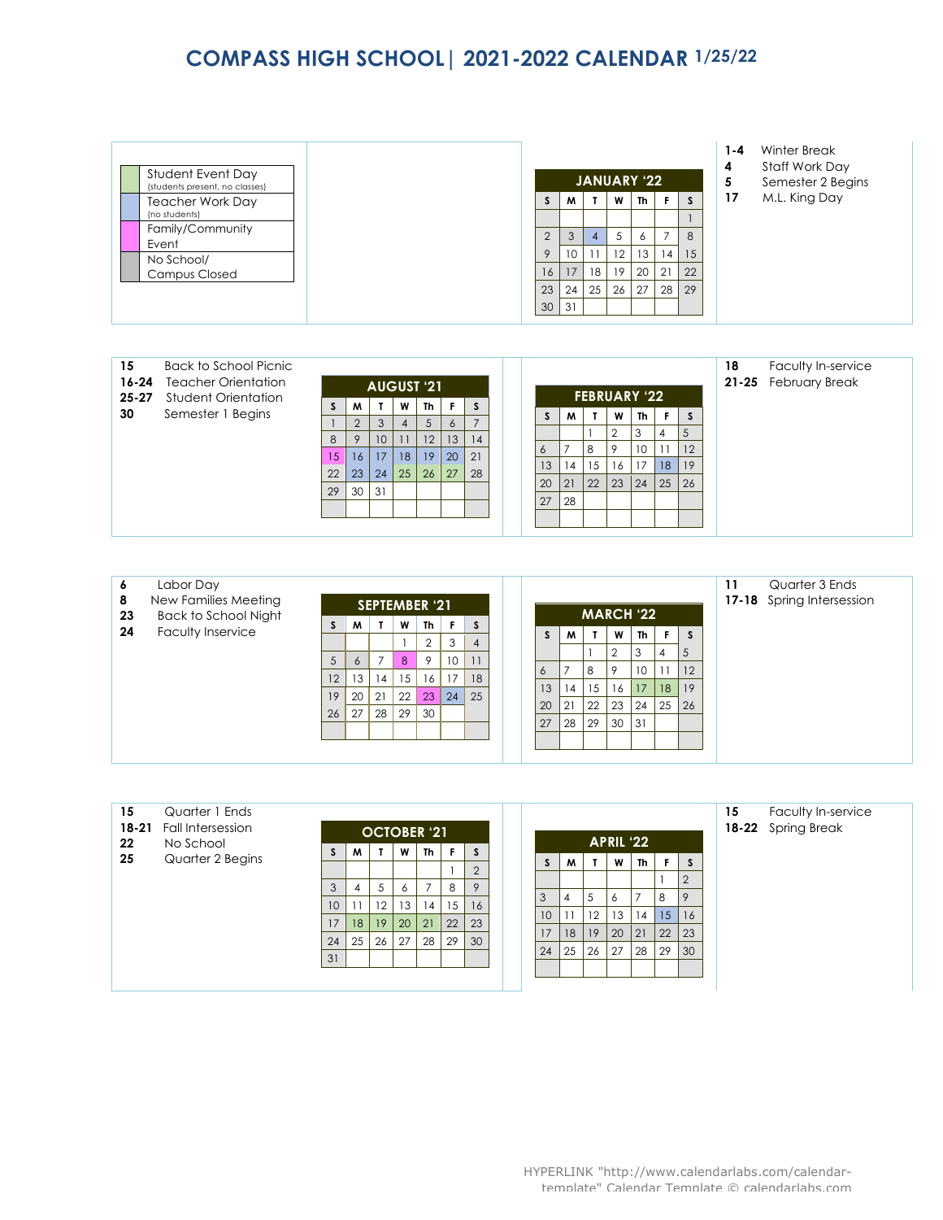# COMPASS HIGH SCHOOL| 2021-2022 CALENDAR 1/25/22

| Legend |
|---|
| Student Event Day (students present, no classes) |
| Teacher Work Day (no students) |
| Family/Community Event |
| No School/ Campus Closed |

**JANUARY '22**

| S | M | T | W | Th | F | S |
|---|---|---|---|---|---|---|
| | | | | | | 1 |
| 2 | 3 | 4 | 5 | 6 | 7 | 8 |
| 9 | 10 | 11 | 12 | 13 | 14 | 15 |
| 16 | 17 | 18 | 19 | 20 | 21 | 22 |
| 23 | 24 | 25 | 26 | 27 | 28 | 29 |
| 30 | 31 | | | | | |

**1-4** Winter Break
**4** Staff Work Day
**5** Semester 2 Begins
**17** M.L. King Day

**15** Back to School Picnic
**16-24** Teacher Orientation
**25-27** Student Orientation
**30** Semester 1 Begins

**AUGUST '21**

| S | M | T | W | Th | F | S |
|---|---|---|---|---|---|---|
| 1 | 2 | 3 | 4 | 5 | 6 | 7 |
| 8 | 9 | 10 | 11 | 12 | 13 | 14 |
| 15 | 16 | 17 | 18 | 19 | 20 | 21 |
| 22 | 23 | 24 | 25 | 26 | 27 | 28 |
| 29 | 30 | 31 | | | | |

**FEBRUARY '22**

| S | M | T | W | Th | F | S |
|---|---|---|---|---|---|---|
| | | 1 | 2 | 3 | 4 | 5 |
| 6 | 7 | 8 | 9 | 10 | 11 | 12 |
| 13 | 14 | 15 | 16 | 17 | 18 | 19 |
| 20 | 21 | 22 | 23 | 24 | 25 | 26 |
| 27 | 28 | | | | | |

**18** Faculty In-service
**21-25** February Break

**6** Labor Day
**8** New Families Meeting
**23** Back to School Night
**24** Faculty Inservice

**SEPTEMBER '21**

| S | M | T | W | Th | F | S |
|---|---|---|---|---|---|---|
| | | | 1 | 2 | 3 | 4 |
| 5 | 6 | 7 | 8 | 9 | 10 | 11 |
| 12 | 13 | 14 | 15 | 16 | 17 | 18 |
| 19 | 20 | 21 | 22 | 23 | 24 | 25 |
| 26 | 27 | 28 | 29 | 30 | | |

**MARCH '22**

| S | M | T | W | Th | F | S |
|---|---|---|---|---|---|---|
| | | 1 | 2 | 3 | 4 | 5 |
| 6 | 7 | 8 | 9 | 10 | 11 | 12 |
| 13 | 14 | 15 | 16 | 17 | 18 | 19 |
| 20 | 21 | 22 | 23 | 24 | 25 | 26 |
| 27 | 28 | 29 | 30 | 31 | | |

**11** Quarter 3 Ends
**17-18** Spring Intersession

**15** Quarter 1 Ends
**18-21** Fall Intersession
**22** No School
**25** Quarter 2 Begins

**OCTOBER '21**

| S | M | T | W | Th | F | S |
|---|---|---|---|---|---|---|
| | | | | | 1 | 2 |
| 3 | 4 | 5 | 6 | 7 | 8 | 9 |
| 10 | 11 | 12 | 13 | 14 | 15 | 16 |
| 17 | 18 | 19 | 20 | 21 | 22 | 23 |
| 24 | 25 | 26 | 27 | 28 | 29 | 30 |
| 31 | | | | | | |

**APRIL '22**

| S | M | T | W | Th | F | S |
|---|---|---|---|---|---|---|
| | | | | | 1 | 2 |
| 3 | 4 | 5 | 6 | 7 | 8 | 9 |
| 10 | 11 | 12 | 13 | 14 | 15 | 16 |
| 17 | 18 | 19 | 20 | 21 | 22 | 23 |
| 24 | 25 | 26 | 27 | 28 | 29 | 30 |

**15** Faculty In-service
**18-22** Spring Break

HYPERLINK "http://www.calendarlabs.com/calendar-template" Calendar Template © calendarlabs.com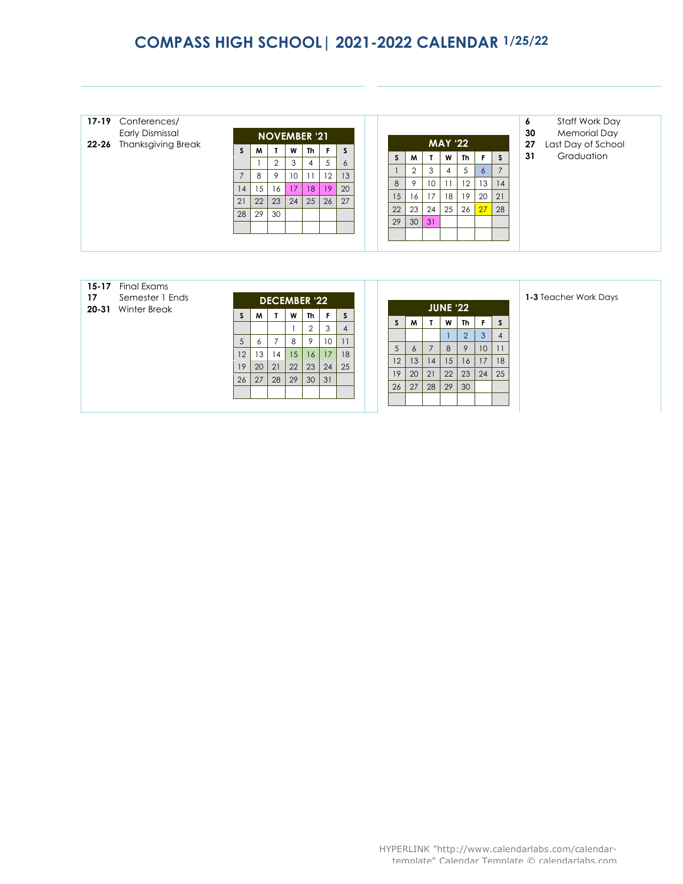# COMPASS HIGH SCHOOL| 2021-2022 CALENDAR 1/25/22

**17-19** Conferences/ Early Dismissal
**22-26** Thanksgiving Break

| NOVEMBER '21 | | | | | | |
|---|---|---|---|---|---|---|
| S | M | T | W | Th | F | S |
| | 1 | 2 | 3 | 4 | 5 | 6 |
| 7 | 8 | 9 | 10 | 11 | 12 | 13 |
| 14 | 15 | 16 | 17 | 18 | 19 | 20 |
| 21 | 22 | 23 | 24 | 25 | 26 | 27 |
| 28 | 29 | 30 | | | | |

| MAY '22 | | | | | | |
|---|---|---|---|---|---|---|
| S | M | T | W | Th | F | S |
| 1 | 2 | 3 | 4 | 5 | 6 | 7 |
| 8 | 9 | 10 | 11 | 12 | 13 | 14 |
| 15 | 16 | 17 | 18 | 19 | 20 | 21 |
| 22 | 23 | 24 | 25 | 26 | 27 | 28 |
| 29 | 30 | 31 | | | | |

**6** Staff Work Day
**30** Memorial Day
**27** Last Day of School
**31** Graduation

**15-17** Final Exams
**17** Semester 1 Ends
**20-31** Winter Break

| DECEMBER '22 | | | | | | |
|---|---|---|---|---|---|---|
| S | M | T | W | Th | F | S |
| | | | 1 | 2 | 3 | 4 |
| 5 | 6 | 7 | 8 | 9 | 10 | 11 |
| 12 | 13 | 14 | 15 | 16 | 17 | 18 |
| 19 | 20 | 21 | 22 | 23 | 24 | 25 |
| 26 | 27 | 28 | 29 | 30 | 31 | |

| JUNE '22 | | | | | | |
|---|---|---|---|---|---|---|
| S | M | T | W | Th | F | S |
| | | | 1 | 2 | 3 | 4 |
| 5 | 6 | 7 | 8 | 9 | 10 | 11 |
| 12 | 13 | 14 | 15 | 16 | 17 | 18 |
| 19 | 20 | 21 | 22 | 23 | 24 | 25 |
| 26 | 27 | 28 | 29 | 30 | | |

**1-3** Teacher Work Days

HYPERLINK "http://www.calendarlabs.com/calendar-template" Calendar Template © calendarlabs.com